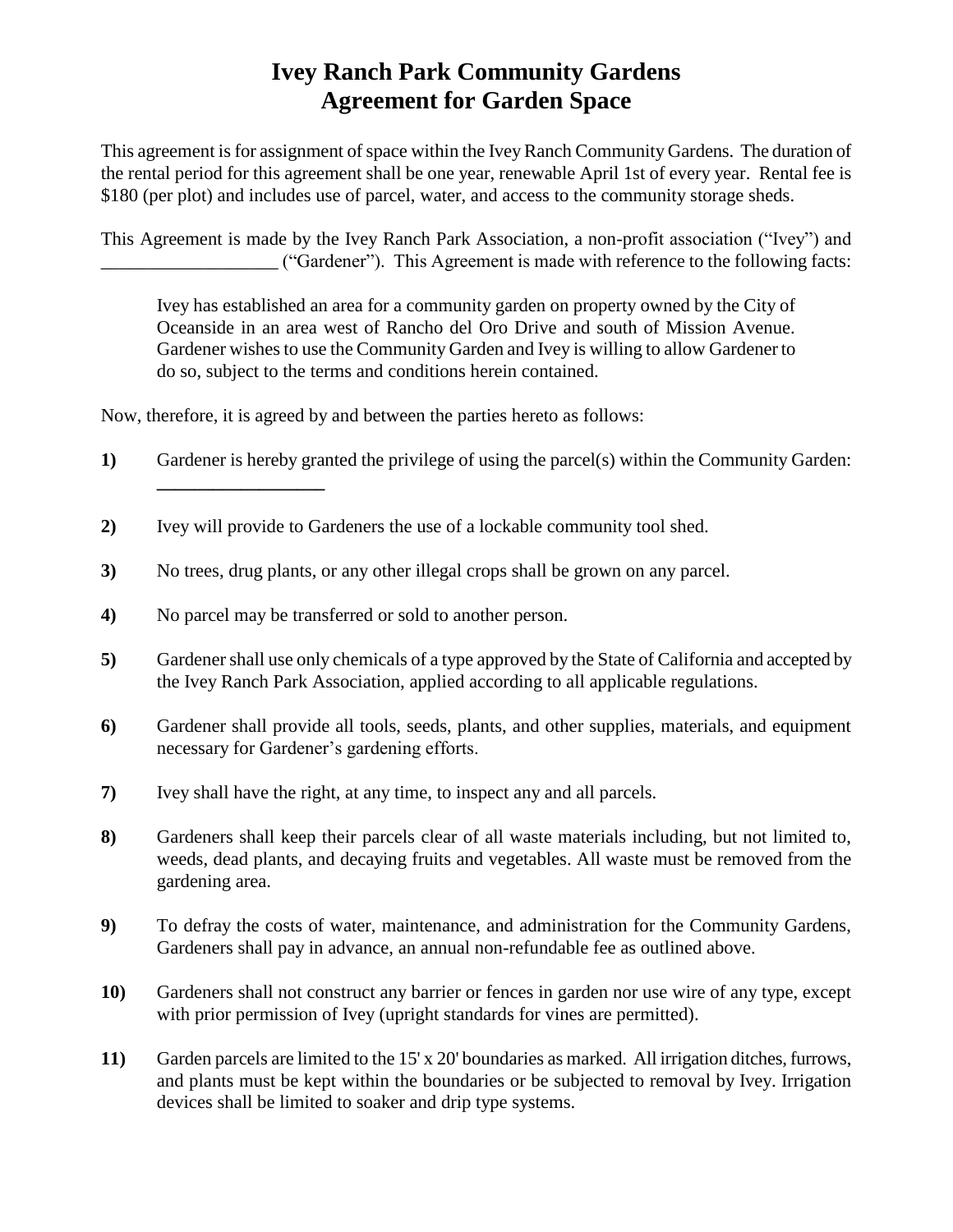# Ivey Ranch Park Community Gardens
# Agreement for Garden Space

This agreement is for assignment of space within the Ivey Ranch Community Gardens. The duration of the rental period for this agreement shall be one year, renewable April 1st of every year. Rental fee is $180 (per plot) and includes use of parcel, water, and access to the community storage sheds.

This Agreement is made by the Ivey Ranch Park Association, a non-profit association ("Ivey") and ___________________ ("Gardener"). This Agreement is made with reference to the following facts:

> Ivey has established an area for a community garden on property owned by the City of Oceanside in an area west of Rancho del Oro Drive and south of Mission Avenue. Gardener wishes to use the Community Garden and Ivey is willing to allow Gardener to do so, subject to the terms and conditions herein contained.

Now, therefore, it is agreed by and between the parties hereto as follows:

**1)** Gardener is hereby granted the privilege of using the parcel(s) within the Community Garden: __________________

**2)** Ivey will provide to Gardeners the use of a lockable community tool shed.

**3)** No trees, drug plants, or any other illegal crops shall be grown on any parcel.

**4)** No parcel may be transferred or sold to another person.

**5)** Gardener shall use only chemicals of a type approved by the State of California and accepted by the Ivey Ranch Park Association, applied according to all applicable regulations.

**6)** Gardener shall provide all tools, seeds, plants, and other supplies, materials, and equipment necessary for Gardener's gardening efforts.

**7)** Ivey shall have the right, at any time, to inspect any and all parcels.

**8)** Gardeners shall keep their parcels clear of all waste materials including, but not limited to, weeds, dead plants, and decaying fruits and vegetables. All waste must be removed from the gardening area.

**9)** To defray the costs of water, maintenance, and administration for the Community Gardens, Gardeners shall pay in advance, an annual non-refundable fee as outlined above.

**10)** Gardeners shall not construct any barrier or fences in garden nor use wire of any type, except with prior permission of Ivey (upright standards for vines are permitted).

**11)** Garden parcels are limited to the 15' x 20' boundaries as marked. All irrigation ditches, furrows, and plants must be kept within the boundaries or be subjected to removal by Ivey. Irrigation devices shall be limited to soaker and drip type systems.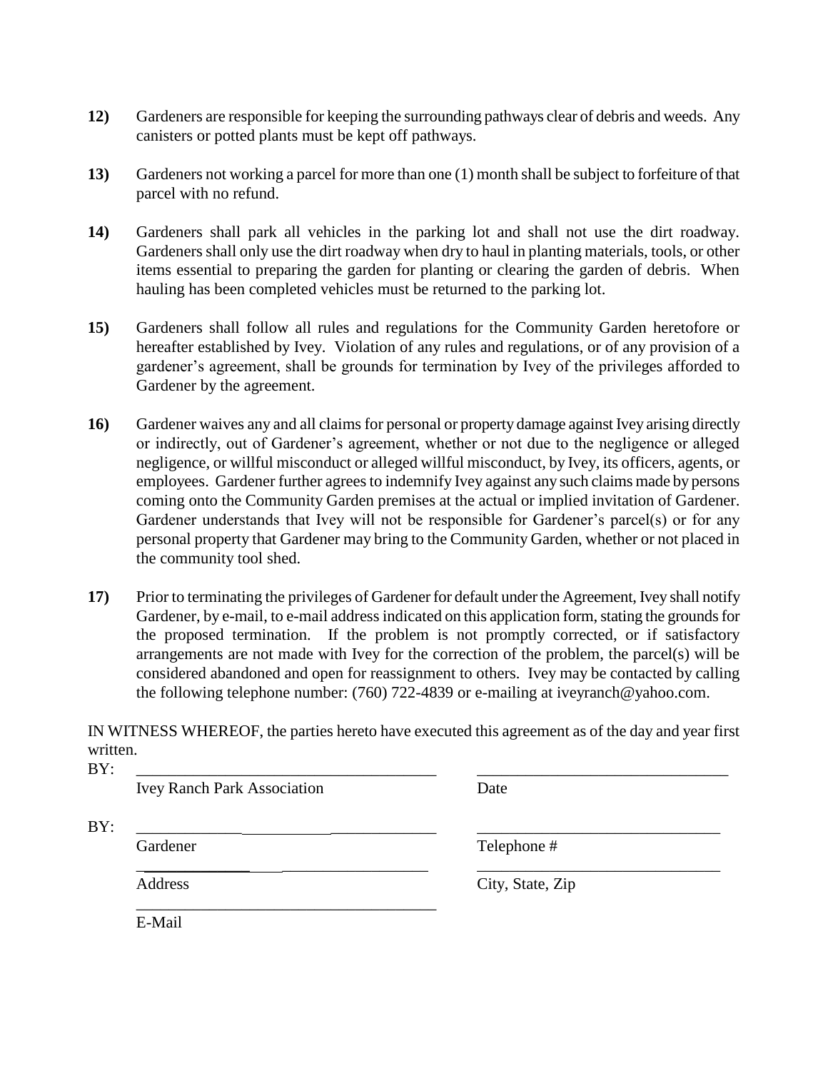**12)** Gardeners are responsible for keeping the surrounding pathways clear of debris and weeds. Any canisters or potted plants must be kept off pathways.

**13)** Gardeners not working a parcel for more than one (1) month shall be subject to forfeiture of that parcel with no refund.

**14)** Gardeners shall park all vehicles in the parking lot and shall not use the dirt roadway. Gardeners shall only use the dirt roadway when dry to haul in planting materials, tools, or other items essential to preparing the garden for planting or clearing the garden of debris. When hauling has been completed vehicles must be returned to the parking lot.

**15)** Gardeners shall follow all rules and regulations for the Community Garden heretofore or hereafter established by Ivey. Violation of any rules and regulations, or of any provision of a gardener's agreement, shall be grounds for termination by Ivey of the privileges afforded to Gardener by the agreement.

**16)** Gardener waives any and all claims for personal or property damage against Ivey arising directly or indirectly, out of Gardener's agreement, whether or not due to the negligence or alleged negligence, or willful misconduct or alleged willful misconduct, by Ivey, its officers, agents, or employees. Gardener further agrees to indemnify Ivey against any such claims made by persons coming onto the Community Garden premises at the actual or implied invitation of Gardener. Gardener understands that Ivey will not be responsible for Gardener's parcel(s) or for any personal property that Gardener may bring to the Community Garden, whether or not placed in the community tool shed.

**17)** Prior to terminating the privileges of Gardener for default under the Agreement, Ivey shall notify Gardener, by e-mail, to e-mail address indicated on this application form, stating the grounds for the proposed termination. If the problem is not promptly corrected, or if satisfactory arrangements are not made with Ivey for the correction of the problem, the parcel(s) will be considered abandoned and open for reassignment to others. Ivey may be contacted by calling the following telephone number: (760) 722-4839 or e-mailing at iveyranch@yahoo.com.

IN WITNESS WHEREOF, the parties hereto have executed this agreement as of the day and year first written.

BY: ______________________________________ ________________________________

Ivey Ranch Park Association Date

BY: ______________________________________ ________________________________

Gardener Telephone #

______________________________________ ________________________________

Address City, State, Zip

______________________________________

E-Mail